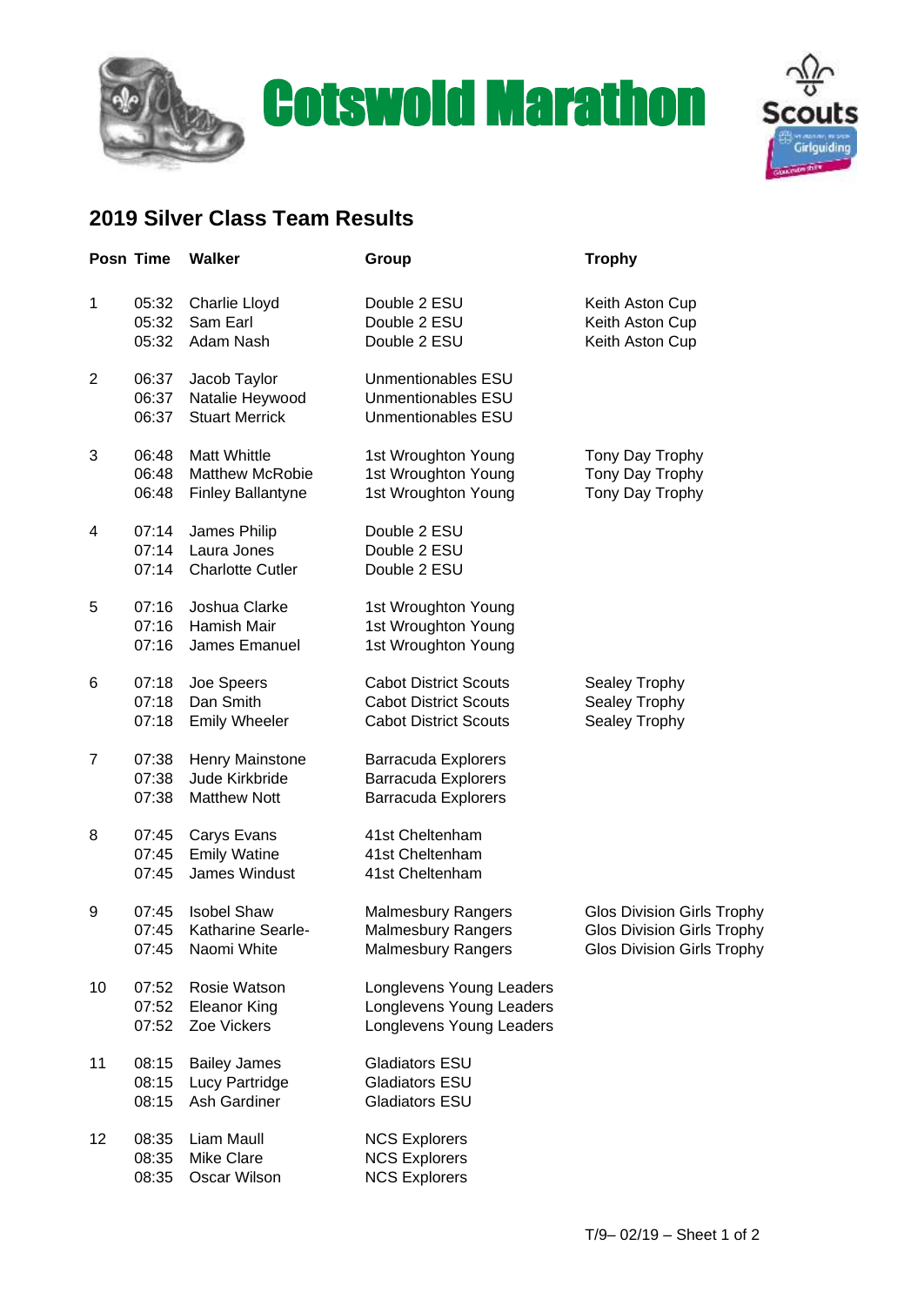# Cotswold Marathon

## 2019 Silver Class Team Results

| Posn | Time | Walker | Group | Trophy |
|---|---|---|---|---|
| 1 | 05:32 | Charlie Lloyd | Double 2 ESU | Keith Aston Cup |
| | 05:32 | Sam Earl | Double 2 ESU | Keith Aston Cup |
| | 05:32 | Adam Nash | Double 2 ESU | Keith Aston Cup |
| 2 | 06:37 | Jacob Taylor | Unmentionables ESU | |
| | 06:37 | Natalie Heywood | Unmentionables ESU | |
| | 06:37 | Stuart Merrick | Unmentionables ESU | |
| 3 | 06:48 | Matt Whittle | 1st Wroughton Young | Tony Day Trophy |
| | 06:48 | Matthew McRobie | 1st Wroughton Young | Tony Day Trophy |
| | 06:48 | Finley Ballantyne | 1st Wroughton Young | Tony Day Trophy |
| 4 | 07:14 | James Philip | Double 2 ESU | |
| | 07:14 | Laura Jones | Double 2 ESU | |
| | 07:14 | Charlotte Cutler | Double 2 ESU | |
| 5 | 07:16 | Joshua Clarke | 1st Wroughton Young | |
| | 07:16 | Hamish Mair | 1st Wroughton Young | |
| | 07:16 | James Emanuel | 1st Wroughton Young | |
| 6 | 07:18 | Joe Speers | Cabot District Scouts | Sealey Trophy |
| | 07:18 | Dan Smith | Cabot District Scouts | Sealey Trophy |
| | 07:18 | Emily Wheeler | Cabot District Scouts | Sealey Trophy |
| 7 | 07:38 | Henry Mainstone | Barracuda Explorers | |
| | 07:38 | Jude Kirkbride | Barracuda Explorers | |
| | 07:38 | Matthew Nott | Barracuda Explorers | |
| 8 | 07:45 | Carys Evans | 41st Cheltenham | |
| | 07:45 | Emily Watine | 41st Cheltenham | |
| | 07:45 | James Windust | 41st Cheltenham | |
| 9 | 07:45 | Isobel Shaw | Malmesbury Rangers | Glos Division Girls Trophy |
| | 07:45 | Katharine Searle- | Malmesbury Rangers | Glos Division Girls Trophy |
| | 07:45 | Naomi White | Malmesbury Rangers | Glos Division Girls Trophy |
| 10 | 07:52 | Rosie Watson | Longlevens Young Leaders | |
| | 07:52 | Eleanor King | Longlevens Young Leaders | |
| | 07:52 | Zoe Vickers | Longlevens Young Leaders | |
| 11 | 08:15 | Bailey James | Gladiators ESU | |
| | 08:15 | Lucy Partridge | Gladiators ESU | |
| | 08:15 | Ash Gardiner | Gladiators ESU | |
| 12 | 08:35 | Liam Maull | NCS Explorers | |
| | 08:35 | Mike Clare | NCS Explorers | |
| | 08:35 | Oscar Wilson | NCS Explorers | |

T/9– 02/19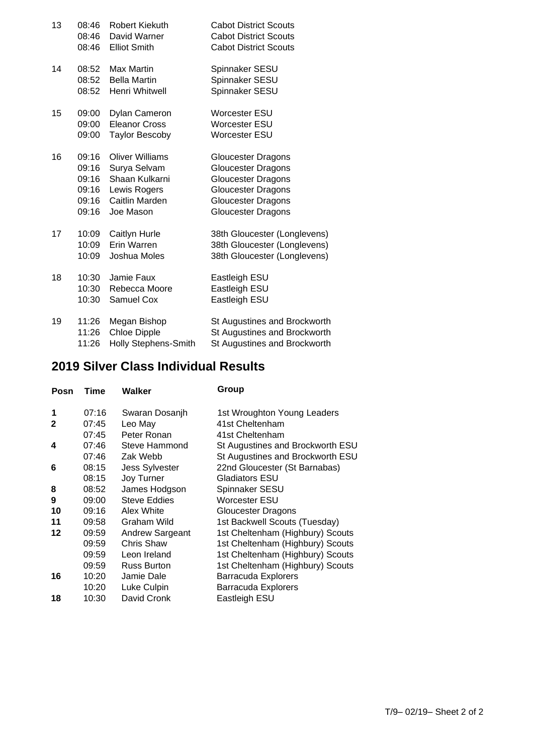| | | | |
|---|---|---|---|
| 13 | 08:46 | Robert Kiekuth | Cabot District Scouts |
| | 08:46 | David Warner | Cabot District Scouts |
| | 08:46 | Elliot Smith | Cabot District Scouts |
| 14 | 08:52 | Max Martin | Spinnaker SESU |
| | 08:52 | Bella Martin | Spinnaker SESU |
| | 08:52 | Henri Whitwell | Spinnaker SESU |
| 15 | 09:00 | Dylan Cameron | Worcester ESU |
| | 09:00 | Eleanor Cross | Worcester ESU |
| | 09:00 | Taylor Bescoby | Worcester ESU |
| 16 | 09:16 | Oliver Williams | Gloucester Dragons |
| | 09:16 | Surya Selvam | Gloucester Dragons |
| | 09:16 | Shaan Kulkarni | Gloucester Dragons |
| | 09:16 | Lewis Rogers | Gloucester Dragons |
| | 09:16 | Caitlin Marden | Gloucester Dragons |
| | 09:16 | Joe Mason | Gloucester Dragons |
| 17 | 10:09 | Caitlyn Hurle | 38th Gloucester (Longlevens) |
| | 10:09 | Erin Warren | 38th Gloucester (Longlevens) |
| | 10:09 | Joshua Moles | 38th Gloucester (Longlevens) |
| 18 | 10:30 | Jamie Faux | Eastleigh ESU |
| | 10:30 | Rebecca Moore | Eastleigh ESU |
| | 10:30 | Samuel Cox | Eastleigh ESU |
| 19 | 11:26 | Megan Bishop | St Augustines and Brockworth |
| | 11:26 | Chloe Dipple | St Augustines and Brockworth |
| | 11:26 | Holly Stephens-Smith | St Augustines and Brockworth |

## 2019 Silver Class Individual Results

| Posn | Time | Walker | Group |
|---|---|---|---|
| **1** | 07:16 | Swaran Dosanjh | 1st Wroughton Young Leaders |
| **2** | 07:45 | Leo May | 41st Cheltenham |
| | 07:45 | Peter Ronan | 41st Cheltenham |
| **4** | 07:46 | Steve Hammond | St Augustines and Brockworth ESU |
| | 07:46 | Zak Webb | St Augustines and Brockworth ESU |
| **6** | 08:15 | Jess Sylvester | 22nd Gloucester (St Barnabas) |
| | 08:15 | Joy Turner | Gladiators ESU |
| **8** | 08:52 | James Hodgson | Spinnaker SESU |
| **9** | 09:00 | Steve Eddies | Worcester ESU |
| **10** | 09:16 | Alex White | Gloucester Dragons |
| **11** | 09:58 | Graham Wild | 1st Backwell Scouts (Tuesday) |
| **12** | 09:59 | Andrew Sargeant | 1st Cheltenham (Highbury) Scouts |
| | 09:59 | Chris Shaw | 1st Cheltenham (Highbury) Scouts |
| | 09:59 | Leon Ireland | 1st Cheltenham (Highbury) Scouts |
| | 09:59 | Russ Burton | 1st Cheltenham (Highbury) Scouts |
| **16** | 10:20 | Jamie Dale | Barracuda Explorers |
| | 10:20 | Luke Culpin | Barracuda Explorers |
| **18** | 10:30 | David Cronk | Eastleigh ESU |

T/9– 02/19– Sheet 2 of 2